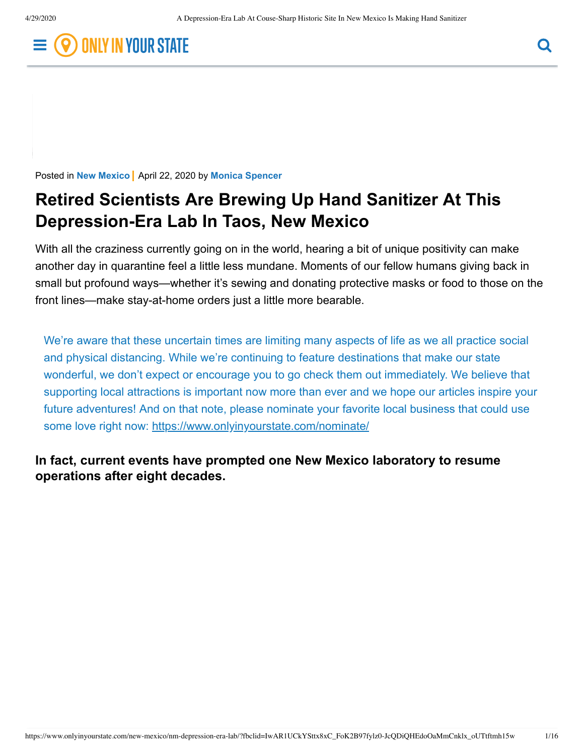Posted in **New Mexico** | April 22, 2020 by **Monica Spencer**

# Retired Scientists Are Brewing Up Hand Sanitizer At This Depression-Era Lab In Taos, New Mexico

With all the craziness currently going on in the world, hearing a bit of unique positivity can make another day in quarantine feel a little less mundane. Moments of our fellow humans giving back in small but profound ways—whether it's sewing and donating protective masks or food to those on the front lines—make stay-at-home orders just a little more bearable.

> We're aware that these uncertain times are limiting many aspects of life as we all practice social and physical distancing. While we're continuing to feature destinations that make our state wonderful, we don't expect or encourage you to go check them out immediately. We believe that supporting local attractions is important now more than ever and we hope our articles inspire your future adventures! And on that note, please nominate your favorite local business that could use some love right now: https://www.onlyinyourstate.com/nominate/

### In fact, current events have prompted one New Mexico laboratory to resume operations after eight decades.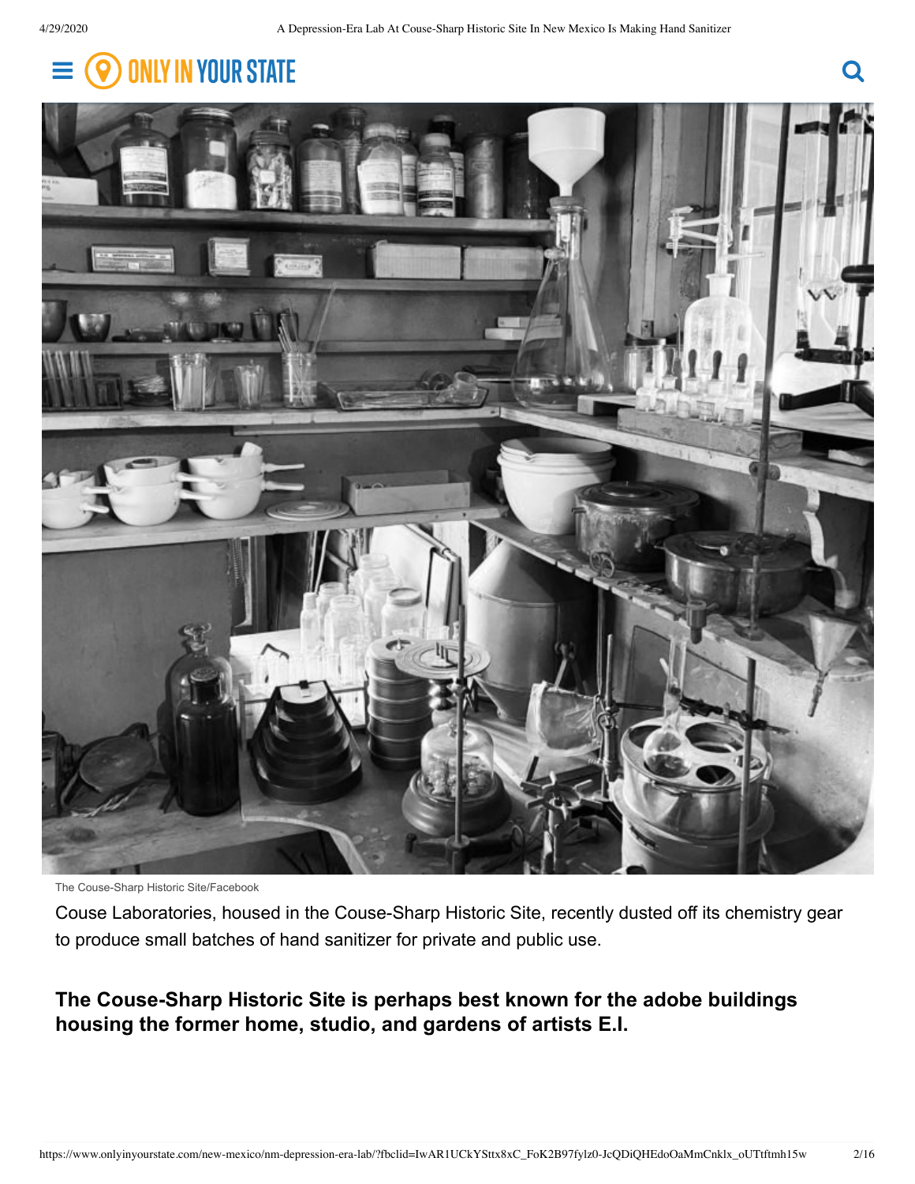The Couse-Sharp Historic Site/Facebook

Couse Laboratories, housed in the Couse-Sharp Historic Site, recently dusted off its chemistry gear to produce small batches of hand sanitizer for private and public use.

**The Couse-Sharp Historic Site is perhaps best known for the adobe buildings housing the former home, studio, and gardens of artists E.I.**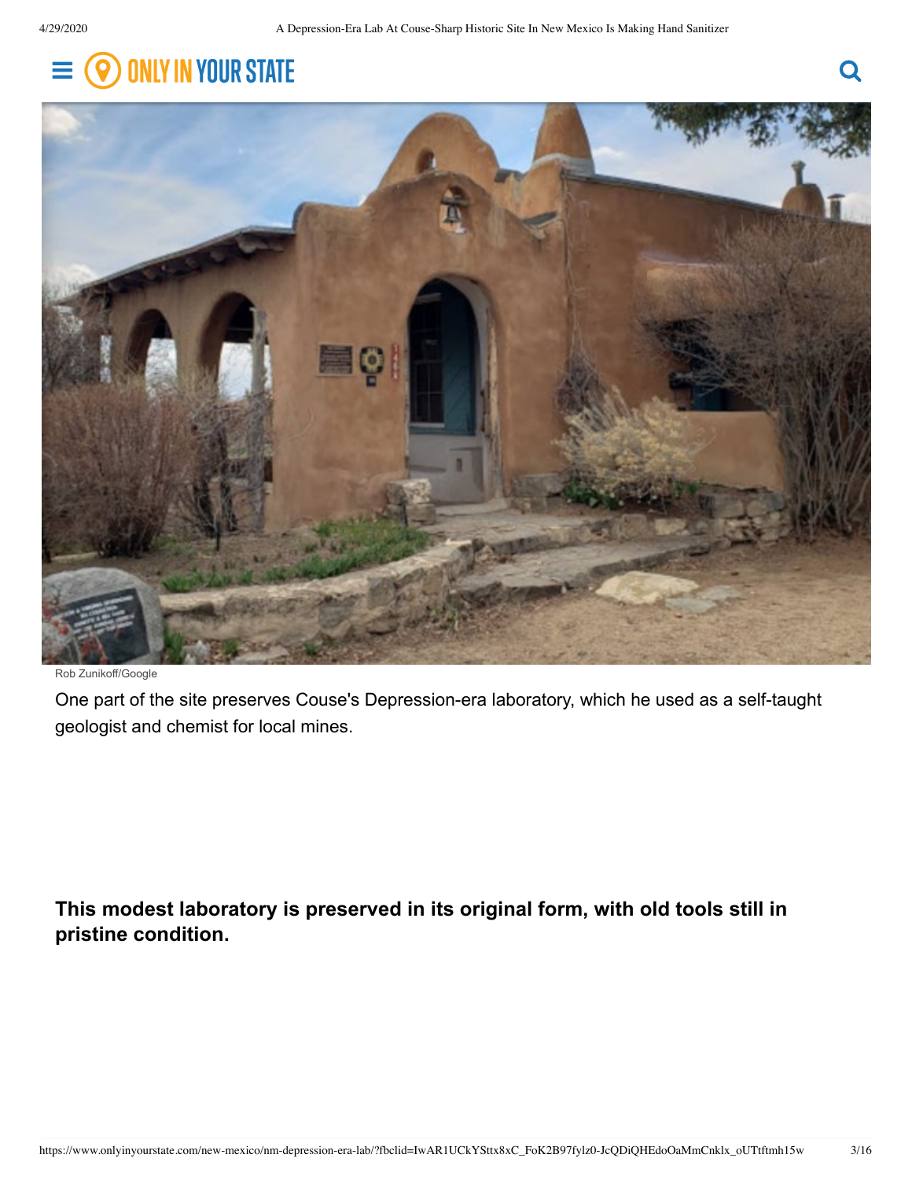Rob Zunikoff/Google

One part of the site preserves Couse's Depression-era laboratory, which he used as a self-taught geologist and chemist for local mines.

**This modest laboratory is preserved in its original form, with old tools still in pristine condition.**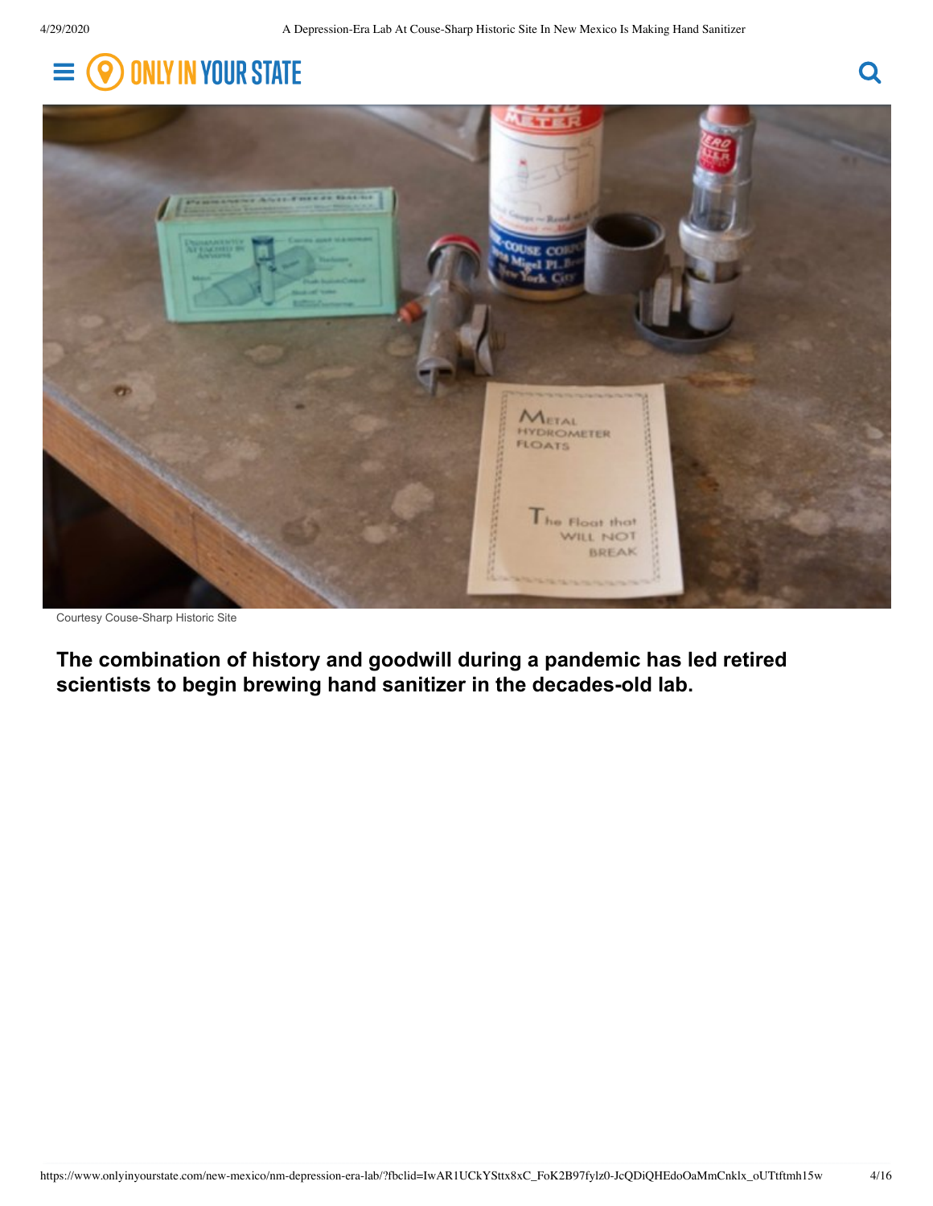Courtesy Couse-Sharp Historic Site

**The combination of history and goodwill during a pandemic has led retired scientists to begin brewing hand sanitizer in the decades-old lab.**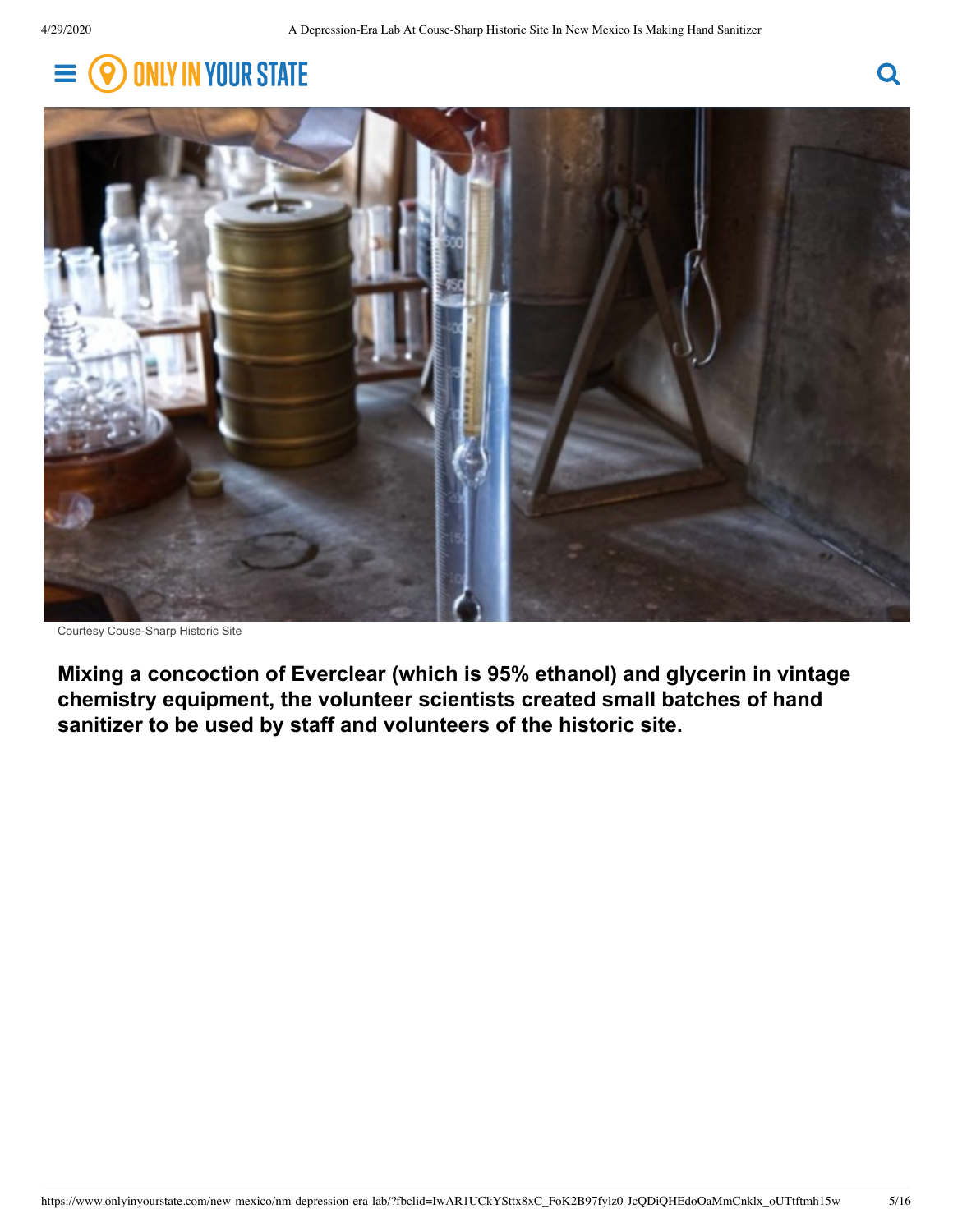Courtesy Couse-Sharp Historic Site

**Mixing a concoction of Everclear (which is 95% ethanol) and glycerin in vintage chemistry equipment, the volunteer scientists created small batches of hand sanitizer to be used by staff and volunteers of the historic site.**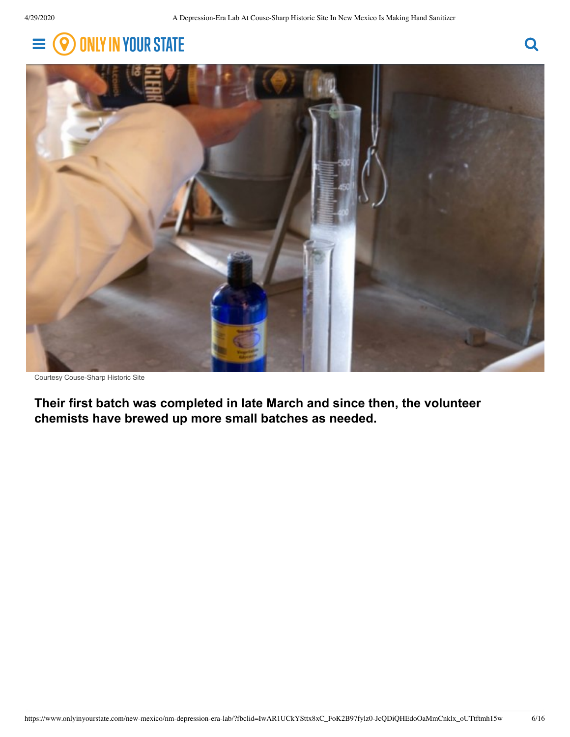Courtesy Couse-Sharp Historic Site

**Their first batch was completed in late March and since then, the volunteer chemists have brewed up more small batches as needed.**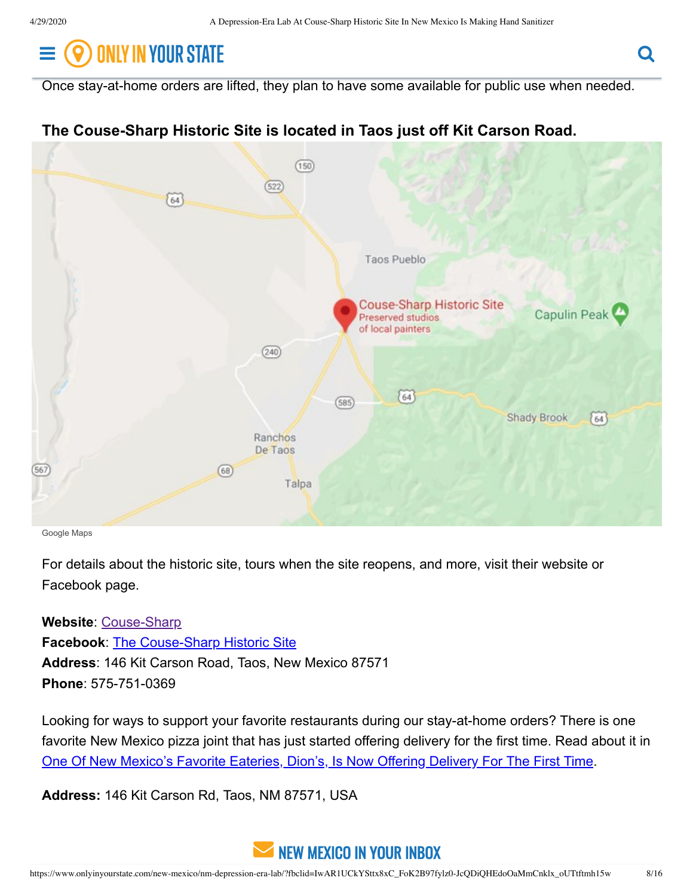Once stay-at-home orders are lifted, they plan to have some available for public use when needed.

**The Couse-Sharp Historic Site is located in Taos just off Kit Carson Road.**

Google Maps

For details about the historic site, tours when the site reopens, and more, visit their website or Facebook page.

**Website**: Couse-Sharp
**Facebook**: The Couse-Sharp Historic Site
**Address**: 146 Kit Carson Road, Taos, New Mexico 87571
**Phone**: 575-751-0369

Looking for ways to support your favorite restaurants during our stay-at-home orders? There is one favorite New Mexico pizza joint that has just started offering delivery for the first time. Read about it in One Of New Mexico's Favorite Eateries, Dion's, Is Now Offering Delivery For The First Time.

**Address:** 146 Kit Carson Rd, Taos, NM 87571, USA

NEW MEXICO IN YOUR INBOX